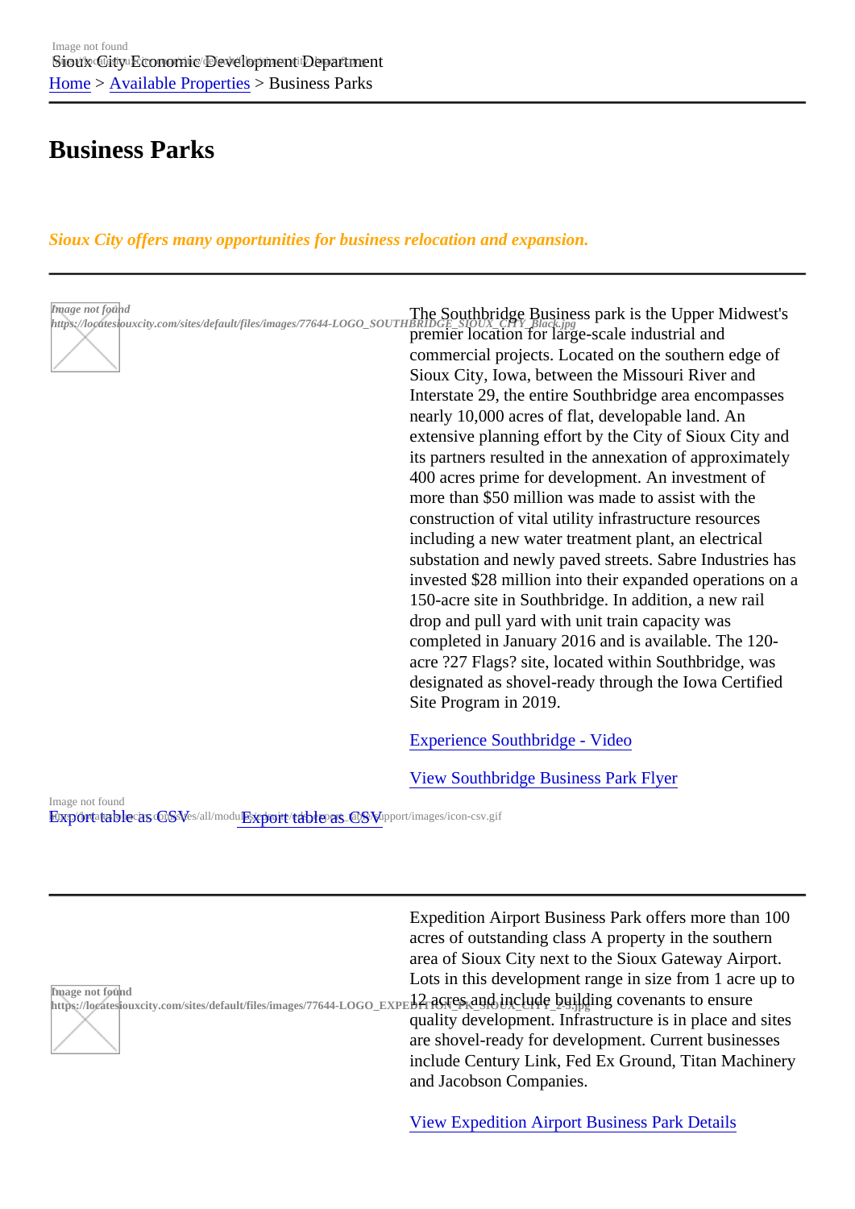Sioux City Economic Development Department

[Home](#) > [Available Properties](#) > Business Parks

# Business Parks

*Sioux City offers many opportunities for business relocation and expansion.*

---

The Southbridge Business park is the Upper Midwest's premier location for large-scale industrial and commercial projects. Located on the southern edge of Sioux City, Iowa, between the Missouri River and Interstate 29, the entire Southbridge area encompasses nearly 10,000 acres of flat, developable land. An extensive planning effort by the City of Sioux City and its partners resulted in the annexation of approximately 400 acres prime for development. An investment of more than $50 million was made to assist with the construction of vital utility infrastructure resources including a new water treatment plant, an electrical substation and newly paved streets. Sabre Industries has invested $28 million into their expanded operations on a 150-acre site in Southbridge. In addition, a new rail drop and pull yard with unit train capacity was completed in January 2016 and is available. The 120-acre ?27 Flags? site, located within Southbridge, was designated as shovel-ready through the Iowa Certified Site Program in 2019.

[Experience Southbridge - Video](#)

[View Southbridge Business Park Flyer](#)

Export table as CSV

---

Expedition Airport Business Park offers more than 100 acres of outstanding class A property in the southern area of Sioux City next to the Sioux Gateway Airport. Lots in this development range in size from 1 acre up to 12 acres and include building covenants to ensure quality development. Infrastructure is in place and sites are shovel-ready for development. Current businesses include Century Link, Fed Ex Ground, Titan Machinery and Jacobson Companies.

[View Expedition Airport Business Park Details](#)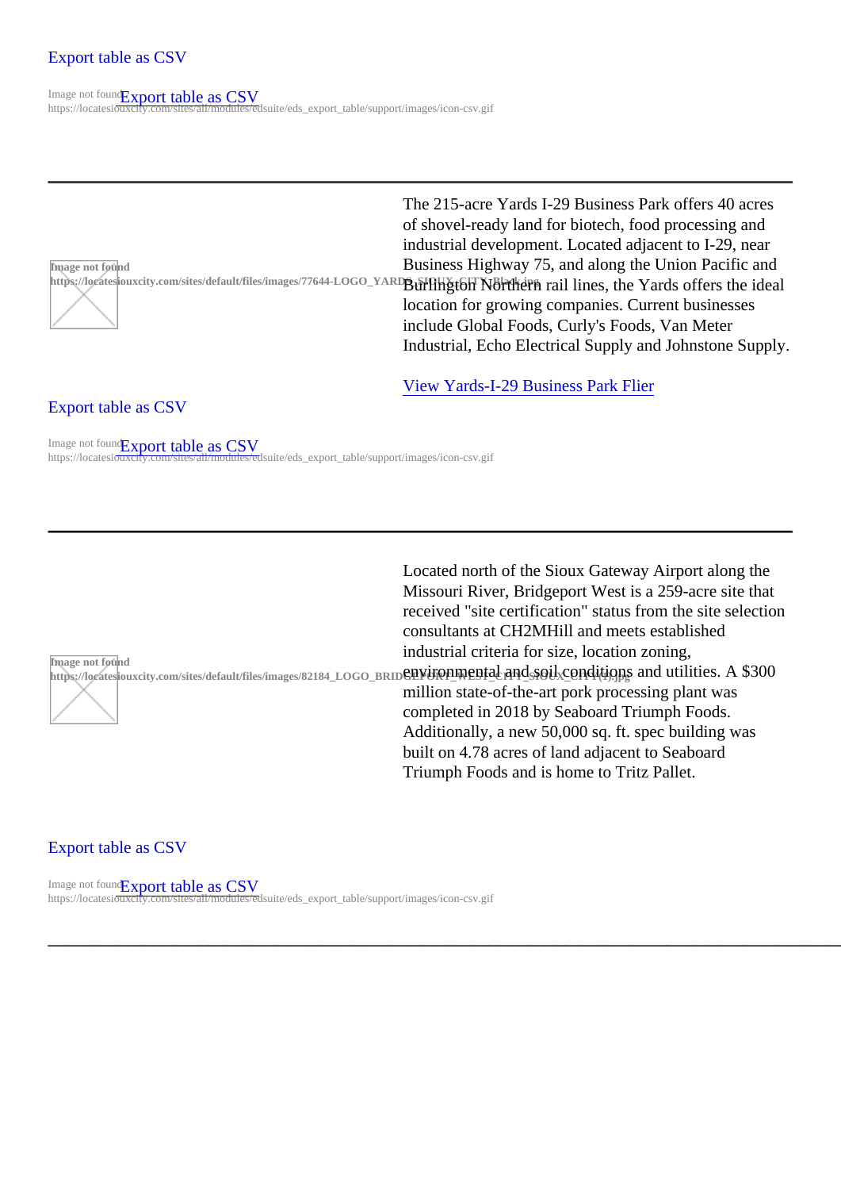Export table as CSV

Image not found Export table as CSV
https://locatesiouxcity.com/sites/all/modules/edsuite/eds_export_table/support/images/icon-csv.gif

---

Image not found
https://locatesiouxcity.com/sites/default/files/images/77644-LOGO_YARDS_SIOUX_CITY_Black.jpg

The 215-acre Yards I-29 Business Park offers 40 acres of shovel-ready land for biotech, food processing and industrial development. Located adjacent to I-29, near Business Highway 75, and along the Union Pacific and Burlington Northern rail lines, the Yards offers the ideal location for growing companies. Current businesses include Global Foods, Curly's Foods, Van Meter Industrial, Echo Electrical Supply and Johnstone Supply.

View Yards-I-29 Business Park Flier

Export table as CSV

Image not found Export table as CSV
https://locatesiouxcity.com/sites/all/modules/edsuite/eds_export_table/support/images/icon-csv.gif

---

Image not found
https://locatesiouxcity.com/sites/default/files/images/82184_LOGO_BRIDGEPORT_WEST_CITY_SIOUX_CITY (1).jpg

Located north of the Sioux Gateway Airport along the Missouri River, Bridgeport West is a 259-acre site that received "site certification" status from the site selection consultants at CH2MHill and meets established industrial criteria for size, location zoning, environmental and soil conditions and utilities. A $300 million state-of-the-art pork processing plant was completed in 2018 by Seaboard Triumph Foods. Additionally, a new 50,000 sq. ft. spec building was built on 4.78 acres of land adjacent to Seaboard Triumph Foods and is home to Tritz Pallet.

Export table as CSV

Image not found Export table as CSV
https://locatesiouxcity.com/sites/all/modules/edsuite/eds_export_table/support/images/icon-csv.gif

---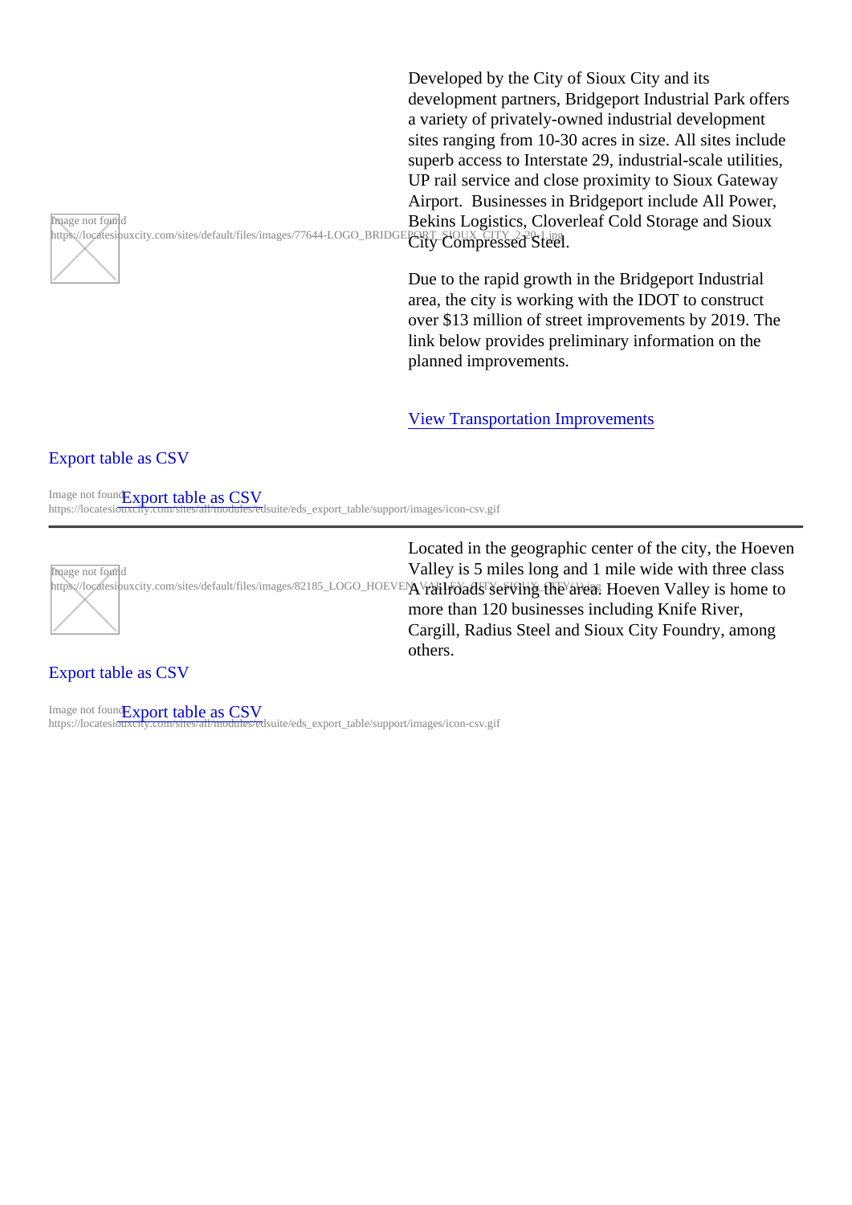Image not found https://locatesiouxcity.com/sites/default/files/images/77644-LOGO_BRIDGEPORT_SIOUX_CITY_2-20-1.jpg

Developed by the City of Sioux City and its development partners, Bridgeport Industrial Park offers a variety of privately-owned industrial development sites ranging from 10-30 acres in size. All sites include superb access to Interstate 29, industrial-scale utilities, UP rail service and close proximity to Sioux Gateway Airport. Businesses in Bridgeport include All Power, Bekins Logistics, Cloverleaf Cold Storage and Sioux City Compressed Steel.

Due to the rapid growth in the Bridgeport Industrial area, the city is working with the IDOT to construct over $13 million of street improvements by 2019. The link below provides preliminary information on the planned improvements.

View Transportation Improvements

Export table as CSV

Image not found https://locatesiouxcity.com/sites/all/modules/edsuite/eds_export_table/support/images/icon-csv.gif Export table as CSV

---

Image not found https://locatesiouxcity.com/sites/default/files/images/82185_LOGO_HOEVEN_VALLEY_CITY_SIOUX_CITY(1).jpg

Located in the geographic center of the city, the Hoeven Valley is 5 miles long and 1 mile wide with three class A railroads serving the area. Hoeven Valley is home to more than 120 businesses including Knife River, Cargill, Radius Steel and Sioux City Foundry, among others.

Export table as CSV

Image not found https://locatesiouxcity.com/sites/all/modules/edsuite/eds_export_table/support/images/icon-csv.gif Export table as CSV